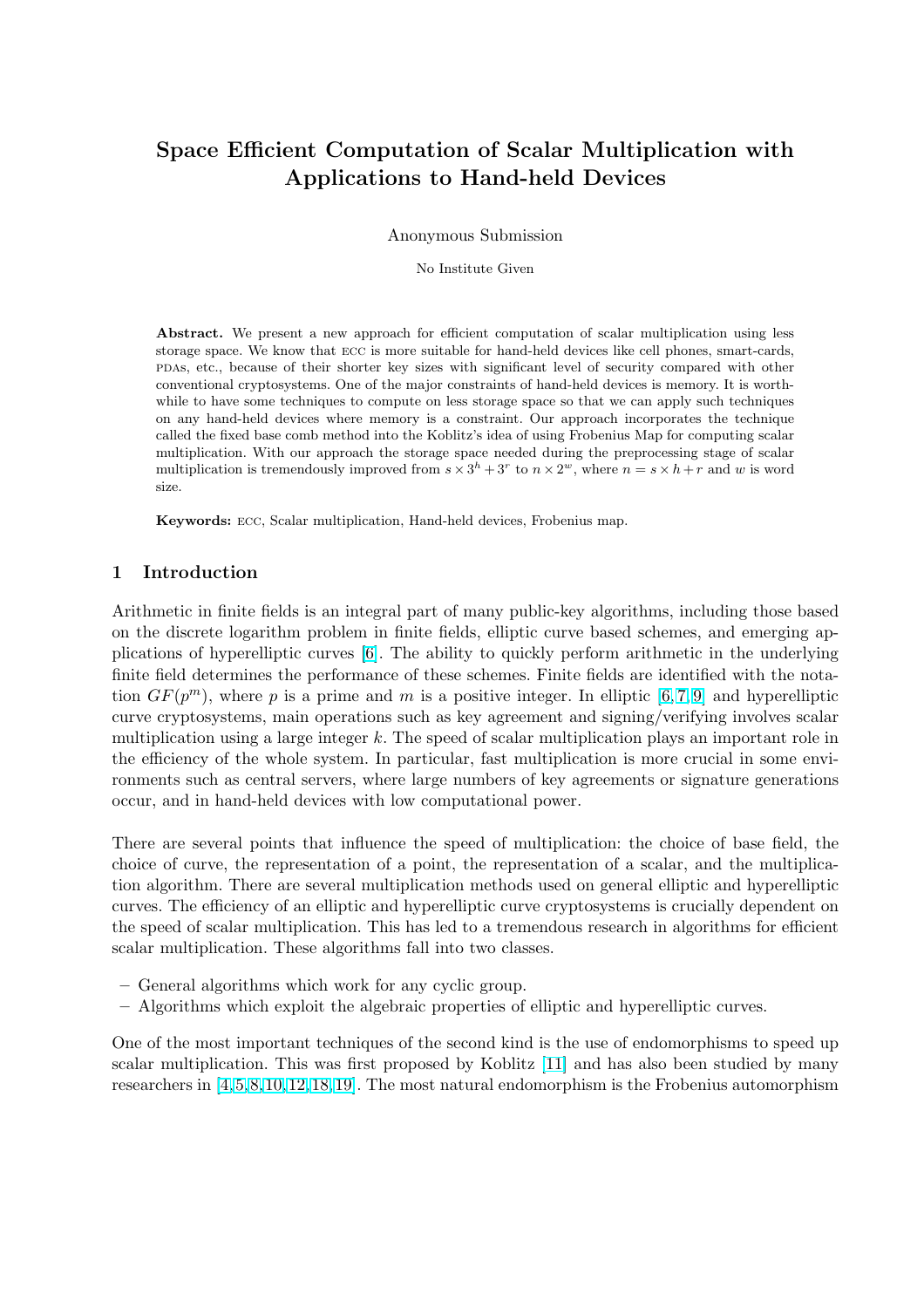# Space Efficient Computation of Scalar Multiplication with Applications to Hand-held Devices

Anonymous Submission

No Institute Given

**Abstract.** We present a new approach for efficient computation of scalar multiplication using less storage space. We know that ECC is more suitable for hand-held devices like cell phones, smart-cards, PDAs, etc., because of their shorter key sizes with significant level of security compared with other conventional cryptosystems. One of the major constraints of hand-held devices is memory. It is worthwhile to have some techniques to compute on less storage space so that we can apply such techniques on any hand-held devices where memory is a constraint. Our approach incorporates the technique called the fixed base comb method into the Koblitz's idea of using Frobenius Map for computing scalar multiplication. With our approach the storage space needed during the preprocessing stage of scalar multiplication is tremendously improved from $s \times 3^h + 3^r$ to $n \times 2^w$, where $n = s \times h + r$ and $w$ is word size.

**Keywords:** ECC, Scalar multiplication, Hand-held devices, Frobenius map.

## 1 Introduction

Arithmetic in finite fields is an integral part of many public-key algorithms, including those based on the discrete logarithm problem in finite fields, elliptic curve based schemes, and emerging applications of hyperelliptic curves [6]. The ability to quickly perform arithmetic in the underlying finite field determines the performance of these schemes. Finite fields are identified with the notation $GF(p^m)$, where $p$ is a prime and $m$ is a positive integer. In elliptic [6, 7, 9] and hyperelliptic curve cryptosystems, main operations such as key agreement and signing/verifying involves scalar multiplication using a large integer $k$. The speed of scalar multiplication plays an important role in the efficiency of the whole system. In particular, fast multiplication is more crucial in some environments such as central servers, where large numbers of key agreements or signature generations occur, and in hand-held devices with low computational power.

There are several points that influence the speed of multiplication: the choice of base field, the choice of curve, the representation of a point, the representation of a scalar, and the multiplication algorithm. There are several multiplication methods used on general elliptic and hyperelliptic curves. The efficiency of an elliptic and hyperelliptic curve cryptosystems is crucially dependent on the speed of scalar multiplication. This has led to a tremendous research in algorithms for efficient scalar multiplication. These algorithms fall into two classes.

- General algorithms which work for any cyclic group.
- Algorithms which exploit the algebraic properties of elliptic and hyperelliptic curves.

One of the most important techniques of the second kind is the use of endomorphisms to speed up scalar multiplication. This was first proposed by Koblitz [11] and has also been studied by many researchers in [4, 5, 8, 10, 12, 18, 19]. The most natural endomorphism is the Frobenius automorphism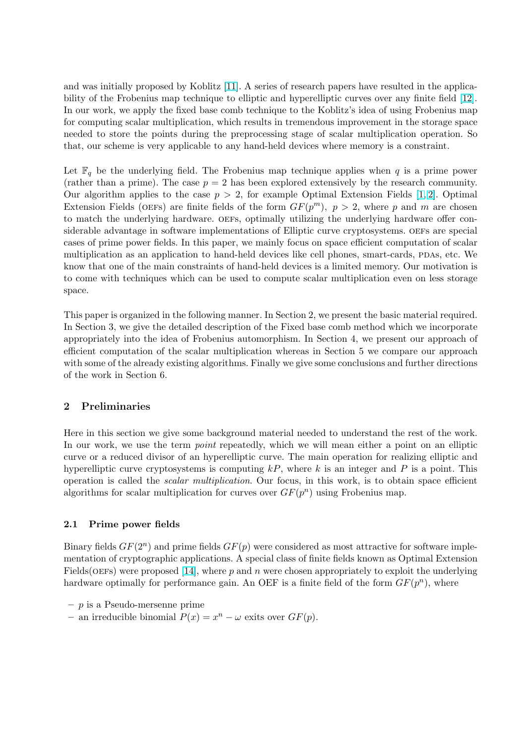and was initially proposed by Koblitz [11]. A series of research papers have resulted in the applicability of the Frobenius map technique to elliptic and hyperelliptic curves over any finite field [12]. In our work, we apply the fixed base comb technique to the Koblitz's idea of using Frobenius map for computing scalar multiplication, which results in tremendous improvement in the storage space needed to store the points during the preprocessing stage of scalar multiplication operation. So that, our scheme is very applicable to any hand-held devices where memory is a constraint.

Let $\mathbb{F}_q$ be the underlying field. The Frobenius map technique applies when $q$ is a prime power (rather than a prime). The case $p = 2$ has been explored extensively by the research community. Our algorithm applies to the case $p > 2$, for example Optimal Extension Fields [1,2]. Optimal Extension Fields (OEFs) are finite fields of the form $GF(p^m),\ p > 2$, where $p$ and $m$ are chosen to match the underlying hardware. OEFs, optimally utilizing the underlying hardware offer considerable advantage in software implementations of Elliptic curve cryptosystems. OEFs are special cases of prime power fields. In this paper, we mainly focus on space efficient computation of scalar multiplication as an application to hand-held devices like cell phones, smart-cards, PDAs, etc. We know that one of the main constraints of hand-held devices is a limited memory. Our motivation is to come with techniques which can be used to compute scalar multiplication even on less storage space.

This paper is organized in the following manner. In Section 2, we present the basic material required. In Section 3, we give the detailed description of the Fixed base comb method which we incorporate appropriately into the idea of Frobenius automorphism. In Section 4, we present our approach of efficient computation of the scalar multiplication whereas in Section 5 we compare our approach with some of the already existing algorithms. Finally we give some conclusions and further directions of the work in Section 6.

## 2 Preliminaries

Here in this section we give some background material needed to understand the rest of the work. In our work, we use the term *point* repeatedly, which we will mean either a point on an elliptic curve or a reduced divisor of an hyperelliptic curve. The main operation for realizing elliptic and hyperelliptic curve cryptosystems is computing $kP$, where $k$ is an integer and $P$ is a point. This operation is called the *scalar multiplication*. Our focus, in this work, is to obtain space efficient algorithms for scalar multiplication for curves over $GF(p^n)$ using Frobenius map.

### 2.1 Prime power fields

Binary fields $GF(2^n)$ and prime fields $GF(p)$ were considered as most attractive for software implementation of cryptographic applications. A special class of finite fields known as Optimal Extension Fields(OEFs) were proposed [14], where $p$ and $n$ were chosen appropriately to exploit the underlying hardware optimally for performance gain. An OEF is a finite field of the form $GF(p^n)$, where

- $p$ is a Pseudo-mersenne prime
- an irreducible binomial $P(x) = x^n - \omega$ exits over $GF(p)$.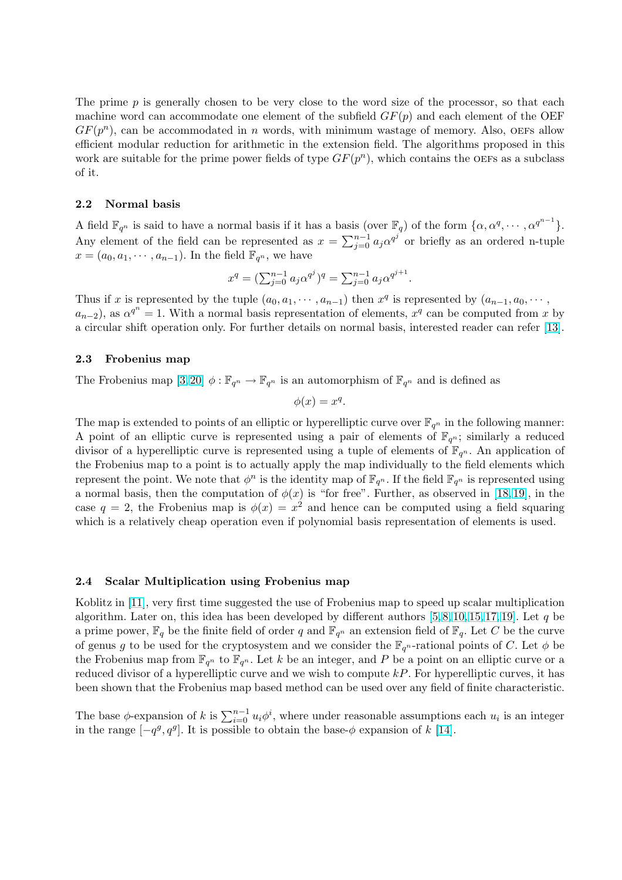The prime $p$ is generally chosen to be very close to the word size of the processor, so that each machine word can accommodate one element of the subfield $GF(p)$ and each element of the OEF $GF(p^n)$, can be accommodated in $n$ words, with minimum wastage of memory. Also, OEFs allow efficient modular reduction for arithmetic in the extension field. The algorithms proposed in this work are suitable for the prime power fields of type $GF(p^n)$, which contains the OEFs as a subclass of it.

### 2.2 Normal basis

A field $\mathbb{F}_{q^n}$ is said to have a normal basis if it has a basis (over $\mathbb{F}_q$) of the form $\{\alpha, \alpha^q, \cdots, \alpha^{q^{n-1}}\}$. Any element of the field can be represented as $x = \sum_{j=0}^{n-1} a_j \alpha^{q^j}$ or briefly as an ordered n-tuple $x = (a_0, a_1, \cdots, a_{n-1})$. In the field $\mathbb{F}_{q^n}$, we have

$$x^q = (\textstyle\sum_{j=0}^{n-1} a_j \alpha^{q^j})^q = \sum_{j=0}^{n-1} a_j \alpha^{q^{j+1}}.$$

Thus if $x$ is represented by the tuple $(a_0, a_1, \cdots, a_{n-1})$ then $x^q$ is represented by $(a_{n-1}, a_0, \cdots, a_{n-2})$, as $\alpha^{q^n} = 1$. With a normal basis representation of elements, $x^q$ can be computed from $x$ by a circular shift operation only. For further details on normal basis, interested reader can refer [13].

### 2.3 Frobenius map

The Frobenius map [3,20] $\phi : \mathbb{F}_{q^n} \to \mathbb{F}_{q^n}$ is an automorphism of $\mathbb{F}_{q^n}$ and is defined as

$$\phi(x) = x^q.$$

The map is extended to points of an elliptic or hyperelliptic curve over $\mathbb{F}_{q^n}$ in the following manner: A point of an elliptic curve is represented using a pair of elements of $\mathbb{F}_{q^n}$; similarly a reduced divisor of a hyperelliptic curve is represented using a tuple of elements of $\mathbb{F}_{q^n}$. An application of the Frobenius map to a point is to actually apply the map individually to the field elements which represent the point. We note that $\phi^n$ is the identity map of $\mathbb{F}_{q^n}$. If the field $\mathbb{F}_{q^n}$ is represented using a normal basis, then the computation of $\phi(x)$ is "for free". Further, as observed in [18,19], in the case $q = 2$, the Frobenius map is $\phi(x) = x^2$ and hence can be computed using a field squaring which is a relatively cheap operation even if polynomial basis representation of elements is used.

### 2.4 Scalar Multiplication using Frobenius map

Koblitz in [11], very first time suggested the use of Frobenius map to speed up scalar multiplication algorithm. Later on, this idea has been developed by different authors [5,8,10,15,17,19]. Let $q$ be a prime power, $\mathbb{F}_q$ be the finite field of order $q$ and $\mathbb{F}_{q^n}$ an extension field of $\mathbb{F}_q$. Let $C$ be the curve of genus $g$ to be used for the cryptosystem and we consider the $\mathbb{F}_{q^n}$-rational points of $C$. Let $\phi$ be the Frobenius map from $\mathbb{F}_{q^n}$ to $\mathbb{F}_{q^n}$. Let $k$ be an integer, and $P$ be a point on an elliptic curve or a reduced divisor of a hyperelliptic curve and we wish to compute $kP$. For hyperelliptic curves, it has been shown that the Frobenius map based method can be used over any field of finite characteristic.

The base $\phi$-expansion of $k$ is $\sum_{i=0}^{n-1} u_i \phi^i$, where under reasonable assumptions each $u_i$ is an integer in the range $[-q^g, q^g]$. It is possible to obtain the base-$\phi$ expansion of $k$ [14].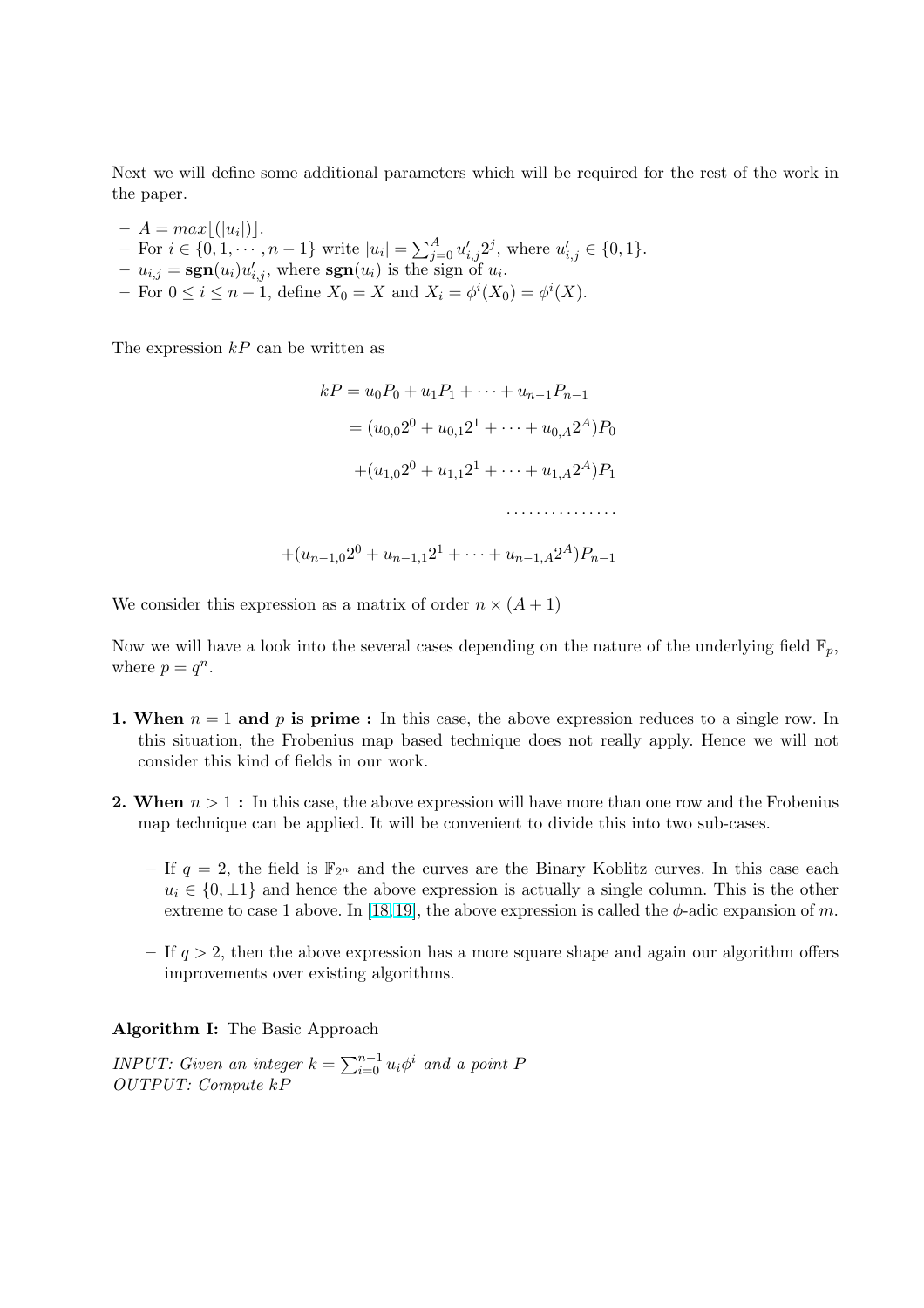Next we will define some additional parameters which will be required for the rest of the work in the paper.

- $A = max\lfloor(|u_i|)\rfloor$.
- For $i \in \{0, 1, \cdots, n-1\}$ write $|u_i| = \sum_{j=0}^{A} u'_{i,j} 2^j$, where $u'_{i,j} \in \{0, 1\}$.
- $u_{i,j} = \mathbf{sgn}(u_i) u'_{i,j}$, where $\mathbf{sgn}(u_i)$ is the sign of $u_i$.
- For $0 \leq i \leq n-1$, define $X_0 = X$ and $X_i = \phi^i(X_0) = \phi^i(X)$.

The expression $kP$ can be written as

$$
\begin{aligned}
kP &= u_0 P_0 + u_1 P_1 + \cdots + u_{n-1} P_{n-1} \\
&= (u_{0,0} 2^0 + u_{0,1} 2^1 + \cdots + u_{0,A} 2^A) P_0 \\
&\quad + (u_{1,0} 2^0 + u_{1,1} 2^1 + \cdots + u_{1,A} 2^A) P_1 \\
&\quad \cdots\cdots\cdots\cdots\cdots \\
&\quad + (u_{n-1,0} 2^0 + u_{n-1,1} 2^1 + \cdots + u_{n-1,A} 2^A) P_{n-1}
\end{aligned}
$$

We consider this expression as a matrix of order $n \times (A+1)$

Now we will have a look into the several cases depending on the nature of the underlying field $\mathbb{F}_p$, where $p = q^n$.

**1. When $n = 1$ and $p$ is prime :** In this case, the above expression reduces to a single row. In this situation, the Frobenius map based technique does not really apply. Hence we will not consider this kind of fields in our work.

**2. When $n > 1$ :** In this case, the above expression will have more than one row and the Frobenius map technique can be applied. It will be convenient to divide this into two sub-cases.

- If $q = 2$, the field is $\mathbb{F}_{2^n}$ and the curves are the Binary Koblitz curves. In this case each $u_i \in \{0, \pm 1\}$ and hence the above expression is actually a single column. This is the other extreme to case 1 above. In [18, 19], the above expression is called the $\phi$-adic expansion of $m$.

- If $q > 2$, then the above expression has a more square shape and again our algorithm offers improvements over existing algorithms.

**Algorithm I:** The Basic Approach

*INPUT: Given an integer* $k = \sum_{i=0}^{n-1} u_i \phi^i$ *and a point* $P$
*OUTPUT: Compute* $kP$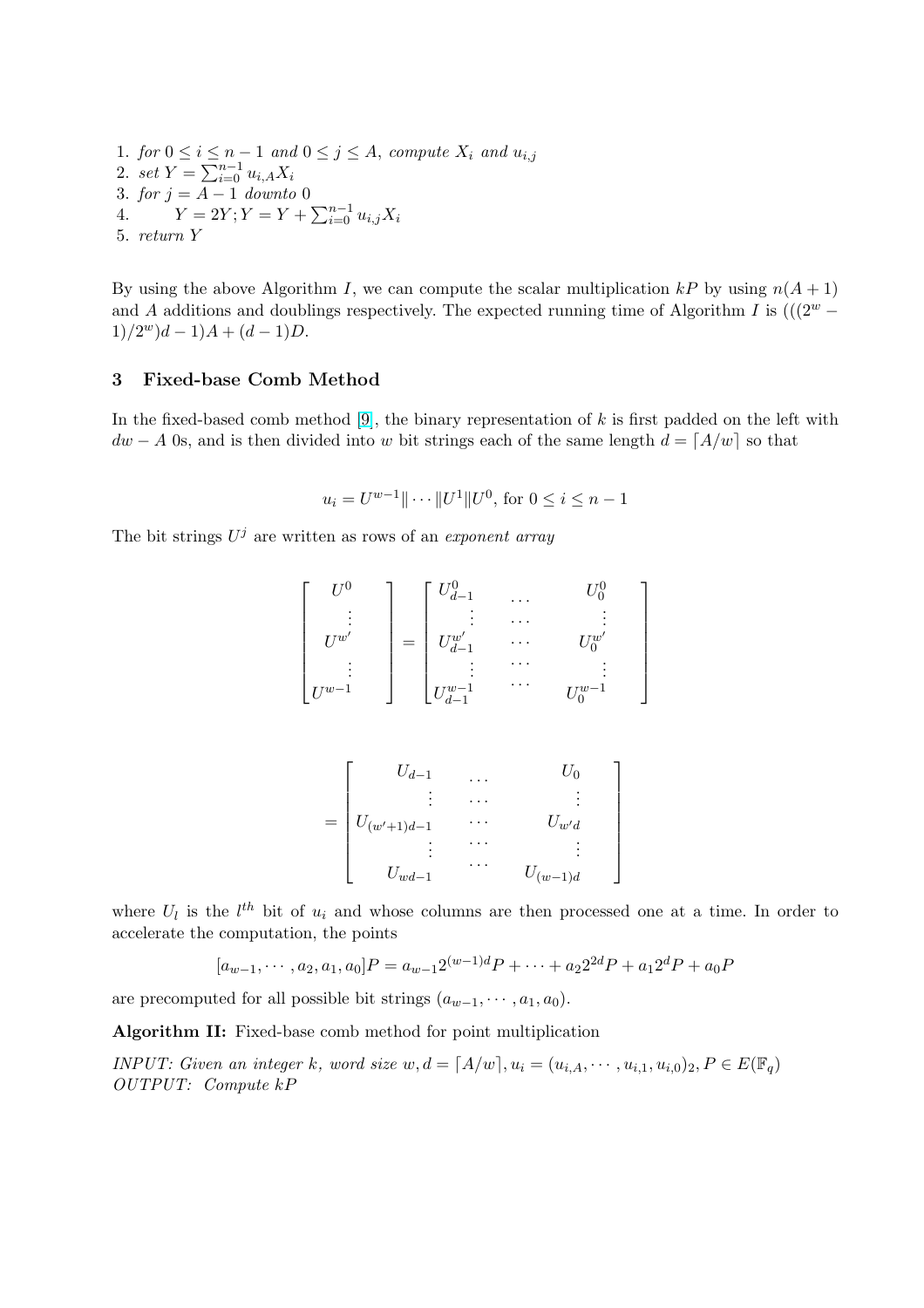1. *for* $0 \leq i \leq n-1$ *and* $0 \leq j \leq A$*, compute* $X_i$ *and* $u_{i,j}$
2. *set* $Y = \sum_{i=0}^{n-1} u_{i,A} X_i$
3. *for* $j = A-1$ *downto* $0$
4. $\quad Y = 2Y; Y = Y + \sum_{i=0}^{n-1} u_{i,j} X_i$
5. *return* $Y$

By using the above Algorithm $I$, we can compute the scalar multiplication $kP$ by using $n(A+1)$ and $A$ additions and doublings respectively. The expected running time of Algorithm $I$ is $(((2^w - 1)/2^w)d - 1)A + (d-1)D$.

## 3 Fixed-base Comb Method

In the fixed-based comb method [9], the binary representation of $k$ is first padded on the left with $dw - A$ 0s, and is then divided into $w$ bit strings each of the same length $d = \lceil A/w \rceil$ so that

$$u_i = U^{w-1} \| \cdots \| U^1 \| U^0, \text{ for } 0 \leq i \leq n-1$$

The bit strings $U^j$ are written as rows of an *exponent array*

$$\begin{bmatrix} U^0 \\ \vdots \\ U^{w'} \\ \vdots \\ U^{w-1} \end{bmatrix} = \begin{bmatrix} U^0_{d-1} & \cdots & U^0_0 \\ \vdots & \cdots & \vdots \\ U^{w'}_{d-1} & \cdots & U^{w'}_0 \\ \vdots & \cdots & \vdots \\ U^{w-1}_{d-1} & \cdots & U^{w-1}_0 \end{bmatrix}$$

$$= \begin{bmatrix} U_{d-1} & \cdots & U_0 \\ \vdots & \cdots & \vdots \\ U_{(w'+1)d-1} & \cdots & U_{w'd} \\ \vdots & \cdots & \vdots \\ U_{wd-1} & \cdots & U_{(w-1)d} \end{bmatrix}$$

where $U_l$ is the $l^{th}$ bit of $u_i$ and whose columns are then processed one at a time. In order to accelerate the computation, the points

$$[a_{w-1}, \cdots, a_2, a_1, a_0]P = a_{w-1} 2^{(w-1)d} P + \cdots + a_2 2^{2d} P + a_1 2^d P + a_0 P$$

are precomputed for all possible bit strings $(a_{w-1}, \cdots, a_1, a_0)$.

**Algorithm II:** Fixed-base comb method for point multiplication

*INPUT: Given an integer* $k$*, word size* $w, d = \lceil A/w \rceil, u_i = (u_{i,A}, \cdots, u_{i,1}, u_{i,0})_2, P \in E(\mathbb{F}_q)$
*OUTPUT: Compute* $kP$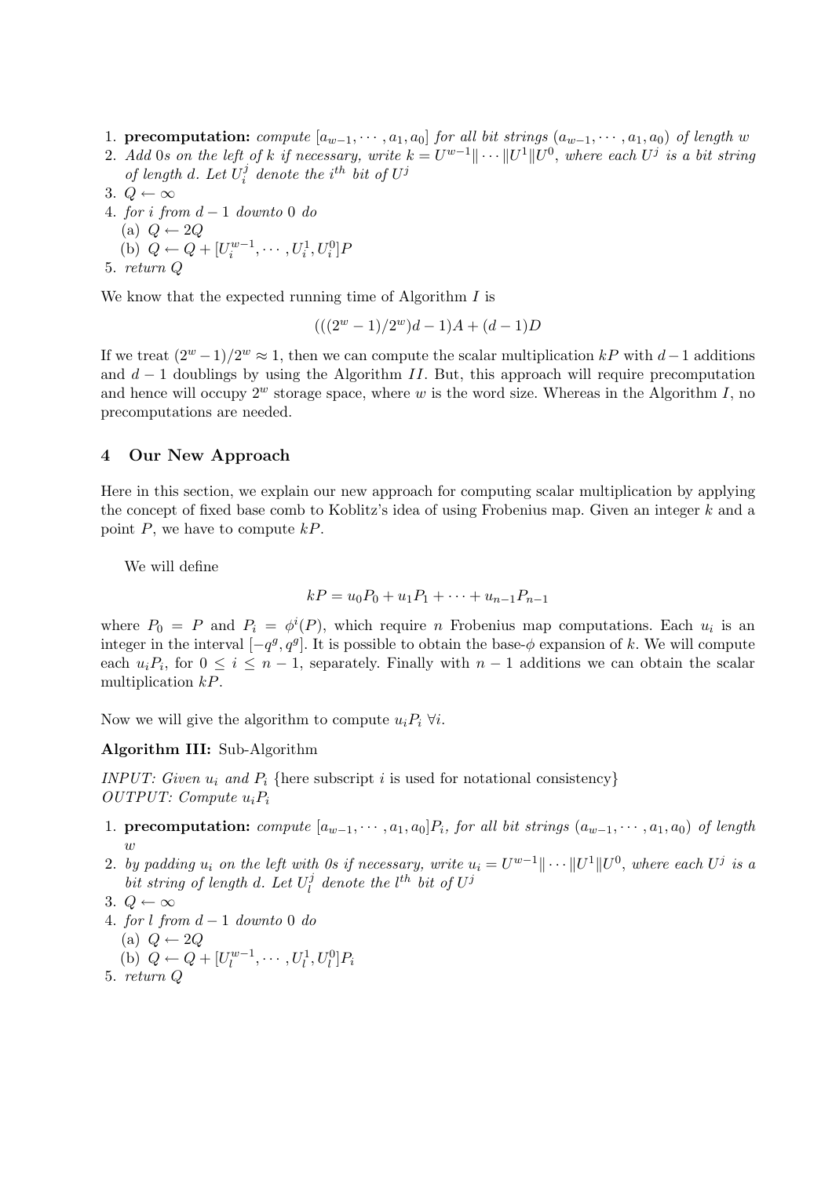1. **precomputation:** *compute* $[a_{w-1}, \cdots, a_1, a_0]$ *for all bit strings* $(a_{w-1}, \cdots, a_1, a_0)$ *of length* $w$
2. *Add 0s on the left of* $k$ *if necessary, write* $k = U^{w-1} \| \cdots \| U^1 \| U^0$*, where each* $U^j$ *is a bit string of length* $d$*. Let* $U_i^j$ *denote the* $i^{th}$ *bit of* $U^j$
3. $Q \leftarrow \infty$
4. *for* $i$ *from* $d-1$ *downto* 0 *do*
   (a) $Q \leftarrow 2Q$
   (b) $Q \leftarrow Q + [U_i^{w-1}, \cdots, U_i^1, U_i^0]P$
5. *return* $Q$

We know that the expected running time of Algorithm $I$ is

$$(((2^w - 1)/2^w)d - 1)A + (d-1)D$$

If we treat $(2^w - 1)/2^w \approx 1$, then we can compute the scalar multiplication $kP$ with $d-1$ additions and $d-1$ doublings by using the Algorithm $II$. But, this approach will require precomputation and hence will occupy $2^w$ storage space, where $w$ is the word size. Whereas in the Algorithm $I$, no precomputations are needed.

## 4 Our New Approach

Here in this section, we explain our new approach for computing scalar multiplication by applying the concept of fixed base comb to Koblitz's idea of using Frobenius map. Given an integer $k$ and a point $P$, we have to compute $kP$.

We will define

$$kP = u_0P_0 + u_1P_1 + \cdots + u_{n-1}P_{n-1}$$

where $P_0 = P$ and $P_i = \phi^i(P)$, which require $n$ Frobenius map computations. Each $u_i$ is an integer in the interval $[-q^g, q^g]$. It is possible to obtain the base-$\phi$ expansion of $k$. We will compute each $u_iP_i$, for $0 \le i \le n-1$, separately. Finally with $n-1$ additions we can obtain the scalar multiplication $kP$.

Now we will give the algorithm to compute $u_iP_i$ $\forall i$.

**Algorithm III:** Sub-Algorithm

*INPUT: Given* $u_i$ *and* $P_i$ {here subscript $i$ is used for notational consistency}
*OUTPUT: Compute* $u_iP_i$

1. **precomputation:** *compute* $[a_{w-1}, \cdots, a_1, a_0]P_i$*, for all bit strings* $(a_{w-1}, \cdots, a_1, a_0)$ *of length* $w$
2. *by padding* $u_i$ *on the left with 0s if necessary, write* $u_i = U^{w-1} \| \cdots \| U^1 \| U^0$*, where each* $U^j$ *is a bit string of length* $d$*. Let* $U_l^j$ *denote the* $l^{th}$ *bit of* $U^j$
3. $Q \leftarrow \infty$
4. *for* $l$ *from* $d-1$ *downto* 0 *do*
   (a) $Q \leftarrow 2Q$
   (b) $Q \leftarrow Q + [U_l^{w-1}, \cdots, U_l^1, U_l^0]P_i$
5. *return* $Q$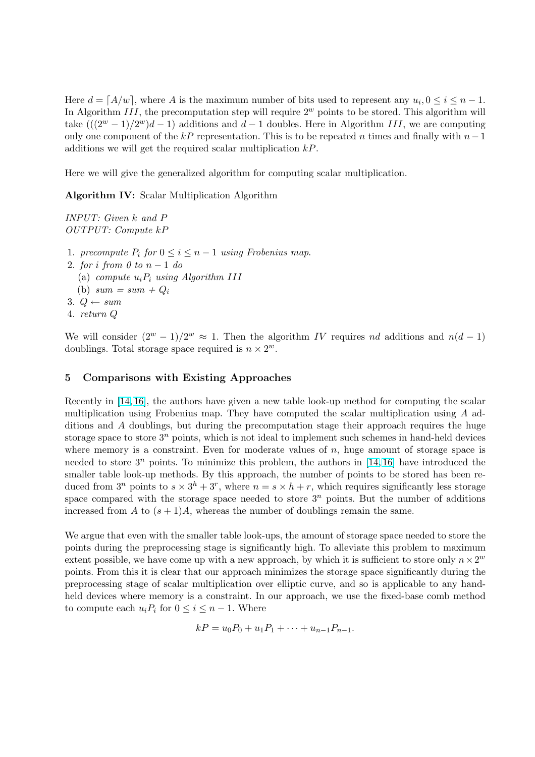Here $d = \lceil A/w \rceil$, where $A$ is the maximum number of bits used to represent any $u_i, 0 \leq i \leq n-1$. In Algorithm $III$, the precomputation step will require $2^w$ points to be stored. This algorithm will take $(((2^w - 1)/2^w)d - 1)$ additions and $d - 1$ doubles. Here in Algorithm $III$, we are computing only one component of the $kP$ representation. This is to be repeated $n$ times and finally with $n-1$ additions we will get the required scalar multiplication $kP$.

Here we will give the generalized algorithm for computing scalar multiplication.

**Algorithm IV:** Scalar Multiplication Algorithm

*INPUT: Given $k$ and $P$*
*OUTPUT: Compute $kP$*

1. *precompute $P_i$ for $0 \leq i \leq n-1$ using Frobenius map.*
2. *for $i$ from 0 to $n-1$ do*
   (a) *compute $u_iP_i$ using Algorithm $III$*
   (b) *sum = sum + $Q_i$*
3. *$Q \leftarrow$ sum*
4. *return $Q$*

We will consider $(2^w - 1)/2^w \approx 1$. Then the algorithm $IV$ requires $nd$ additions and $n(d-1)$ doublings. Total storage space required is $n \times 2^w$.

## 5 Comparisons with Existing Approaches

Recently in [14, 16], the authors have given a new table look-up method for computing the scalar multiplication using Frobenius map. They have computed the scalar multiplication using $A$ additions and $A$ doublings, but during the precomputation stage their approach requires the huge storage space to store $3^n$ points, which is not ideal to implement such schemes in hand-held devices where memory is a constraint. Even for moderate values of $n$, huge amount of storage space is needed to store $3^n$ points. To minimize this problem, the authors in [14, 16] have introduced the smaller table look-up methods. By this approach, the number of points to be stored has been reduced from $3^n$ points to $s \times 3^h + 3^r$, where $n = s \times h + r$, which requires significantly less storage space compared with the storage space needed to store $3^n$ points. But the number of additions increased from $A$ to $(s+1)A$, whereas the number of doublings remain the same.

We argue that even with the smaller table look-ups, the amount of storage space needed to store the points during the preprocessing stage is significantly high. To alleviate this problem to maximum extent possible, we have come up with a new approach, by which it is sufficient to store only $n \times 2^w$ points. From this it is clear that our approach minimizes the storage space significantly during the preprocessing stage of scalar multiplication over elliptic curve, and so is applicable to any hand-held devices where memory is a constraint. In our approach, we use the fixed-base comb method to compute each $u_iP_i$ for $0 \leq i \leq n-1$. Where

$$kP = u_0P_0 + u_1P_1 + \cdots + u_{n-1}P_{n-1}.$$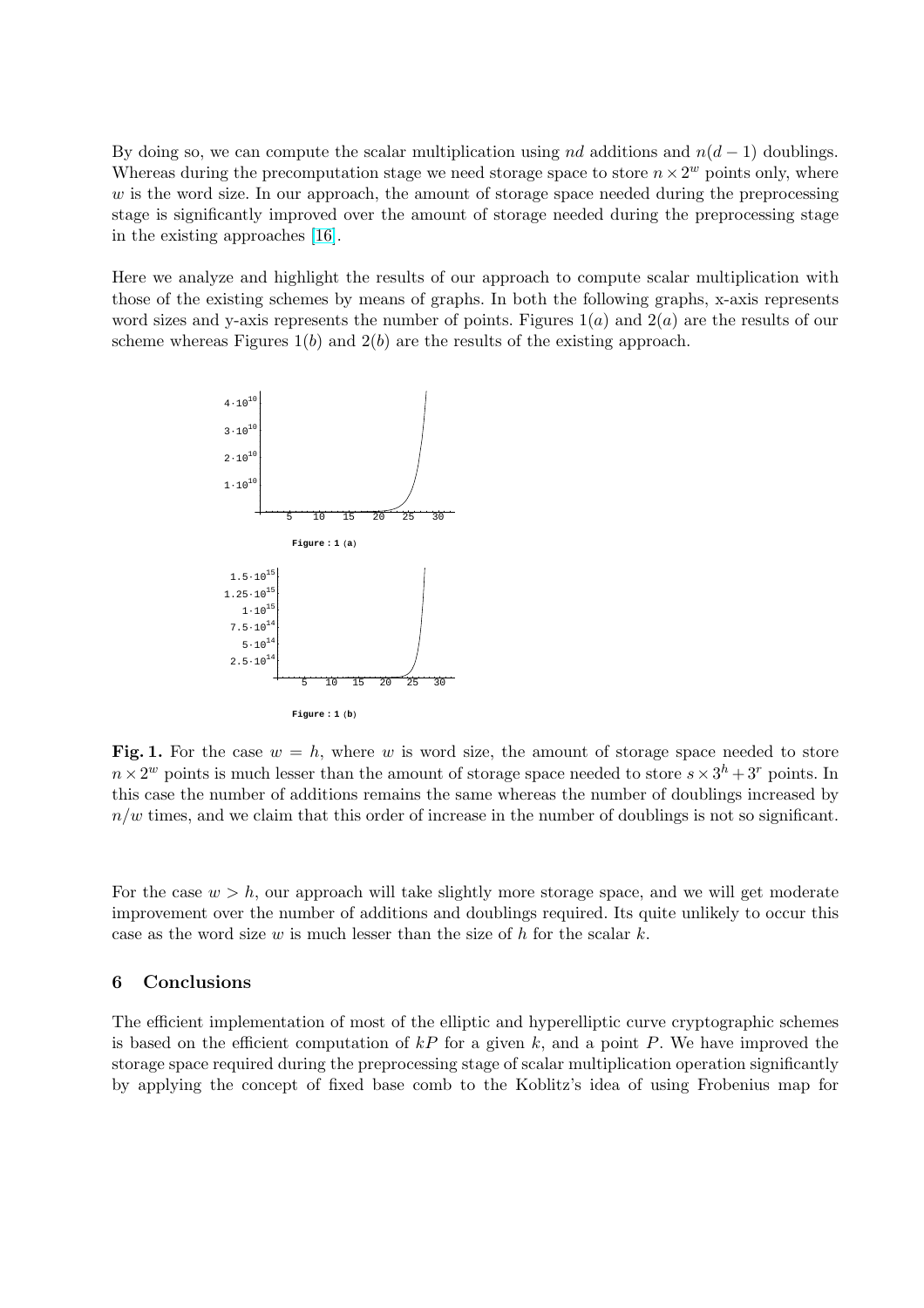By doing so, we can compute the scalar multiplication using $nd$ additions and $n(d-1)$ doublings. Whereas during the precomputation stage we need storage space to store $n \times 2^w$ points only, where $w$ is the word size. In our approach, the amount of storage space needed during the preprocessing stage is significantly improved over the amount of storage needed during the preprocessing stage in the existing approaches [16].

Here we analyze and highlight the results of our approach to compute scalar multiplication with those of the existing schemes by means of graphs. In both the following graphs, x-axis represents word sizes and y-axis represents the number of points. Figures $1(a)$ and $2(a)$ are the results of our scheme whereas Figures $1(b)$ and $2(b)$ are the results of the existing approach.

**Figure : 1 (a)**

**Figure : 1 (b)**

**Fig. 1.** For the case $w = h$, where $w$ is word size, the amount of storage space needed to store $n \times 2^w$ points is much lesser than the amount of storage space needed to store $s \times 3^h + 3^r$ points. In this case the number of additions remains the same whereas the number of doublings increased by $n/w$ times, and we claim that this order of increase in the number of doublings is not so significant.

For the case $w > h$, our approach will take slightly more storage space, and we will get moderate improvement over the number of additions and doublings required. Its quite unlikely to occur this case as the word size $w$ is much lesser than the size of $h$ for the scalar $k$.

## 6 Conclusions

The efficient implementation of most of the elliptic and hyperelliptic curve cryptographic schemes is based on the efficient computation of $kP$ for a given $k$, and a point $P$. We have improved the storage space required during the preprocessing stage of scalar multiplication operation significantly by applying the concept of fixed base comb to the Koblitz's idea of using Frobenius map for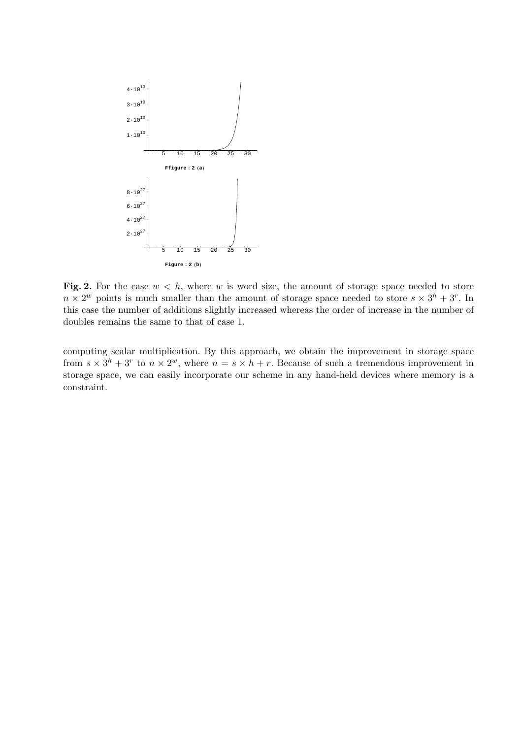**Fig. 2.** For the case $w < h$, where $w$ is word size, the amount of storage space needed to store $n \times 2^w$ points is much smaller than the amount of storage space needed to store $s \times 3^h + 3^r$. In this case the number of additions slightly increased whereas the order of increase in the number of doubles remains the same to that of case 1.

computing scalar multiplication. By this approach, we obtain the improvement in storage space from $s \times 3^h + 3^r$ to $n \times 2^w$, where $n = s \times h + r$. Because of such a tremendous improvement in storage space, we can easily incorporate our scheme in any hand-held devices where memory is a constraint.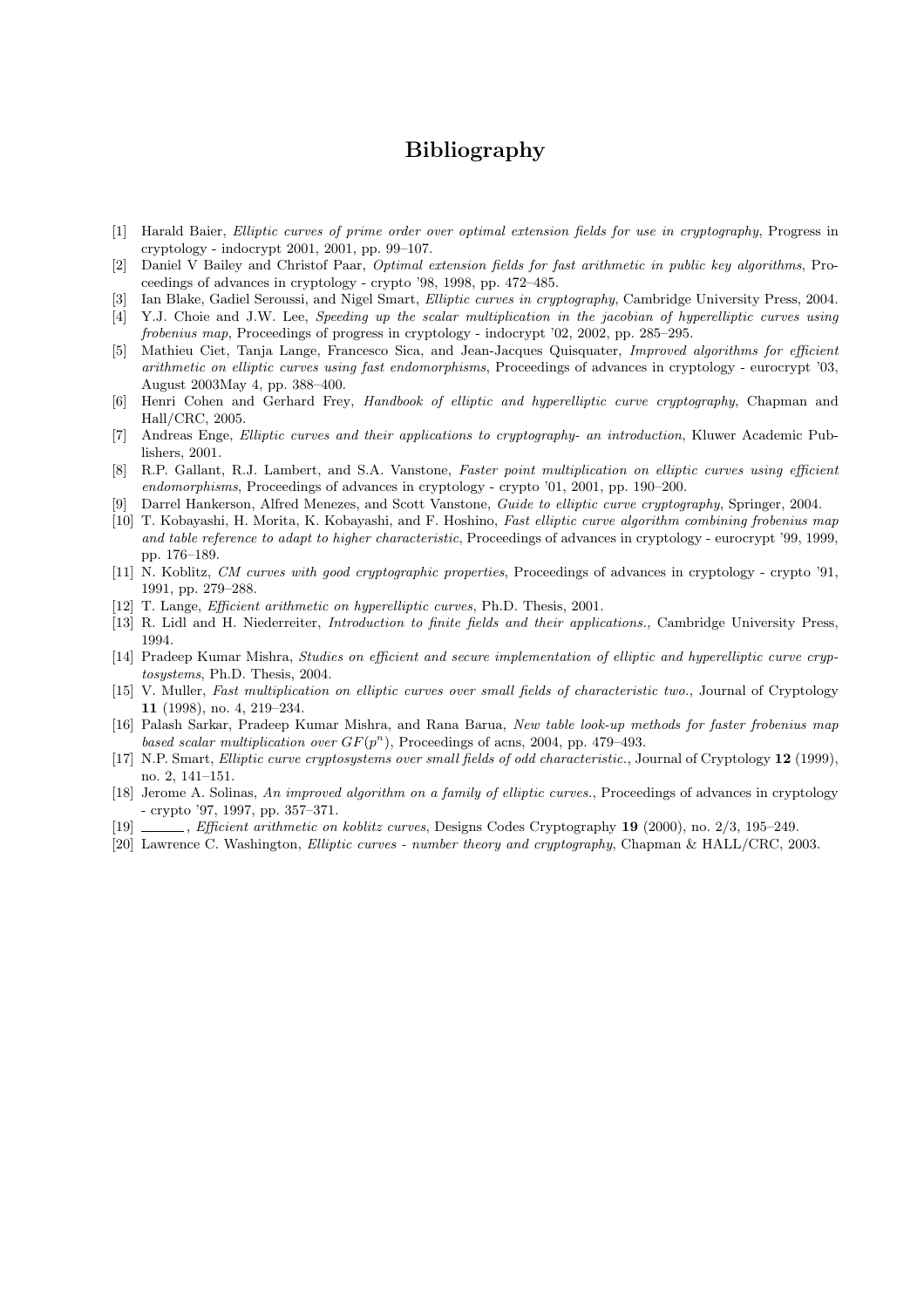# Bibliography

[1] Harald Baier, *Elliptic curves of prime order over optimal extension fields for use in cryptography*, Progress in cryptology - indocrypt 2001, 2001, pp. 99–107.

[2] Daniel V Bailey and Christof Paar, *Optimal extension fields for fast arithmetic in public key algorithms*, Proceedings of advances in cryptology - crypto '98, 1998, pp. 472–485.

[3] Ian Blake, Gadiel Seroussi, and Nigel Smart, *Elliptic curves in cryptography*, Cambridge University Press, 2004.

[4] Y.J. Choie and J.W. Lee, *Speeding up the scalar multiplication in the jacobian of hyperelliptic curves using frobenius map*, Proceedings of progress in cryptology - indocrypt '02, 2002, pp. 285–295.

[5] Mathieu Ciet, Tanja Lange, Francesco Sica, and Jean-Jacques Quisquater, *Improved algorithms for efficient arithmetic on elliptic curves using fast endomorphisms*, Proceedings of advances in cryptology - eurocrypt '03, August 2003May 4, pp. 388–400.

[6] Henri Cohen and Gerhard Frey, *Handbook of elliptic and hyperelliptic curve cryptography*, Chapman and Hall/CRC, 2005.

[7] Andreas Enge, *Elliptic curves and their applications to cryptography- an introduction*, Kluwer Academic Publishers, 2001.

[8] R.P. Gallant, R.J. Lambert, and S.A. Vanstone, *Faster point multiplication on elliptic curves using efficient endomorphisms*, Proceedings of advances in cryptology - crypto '01, 2001, pp. 190–200.

[9] Darrel Hankerson, Alfred Menezes, and Scott Vanstone, *Guide to elliptic curve cryptography*, Springer, 2004.

[10] T. Kobayashi, H. Morita, K. Kobayashi, and F. Hoshino, *Fast elliptic curve algorithm combining frobenius map and table reference to adapt to higher characteristic*, Proceedings of advances in cryptology - eurocrypt '99, 1999, pp. 176–189.

[11] N. Koblitz, *CM curves with good cryptographic properties*, Proceedings of advances in cryptology - crypto '91, 1991, pp. 279–288.

[12] T. Lange, *Efficient arithmetic on hyperelliptic curves*, Ph.D. Thesis, 2001.

[13] R. Lidl and H. Niederreiter, *Introduction to finite fields and their applications.*, Cambridge University Press, 1994.

[14] Pradeep Kumar Mishra, *Studies on efficient and secure implementation of elliptic and hyperelliptic curve cryptosystems*, Ph.D. Thesis, 2004.

[15] V. Muller, *Fast multiplication on elliptic curves over small fields of characteristic two.*, Journal of Cryptology **11** (1998), no. 4, 219–234.

[16] Palash Sarkar, Pradeep Kumar Mishra, and Rana Barua, *New table look-up methods for faster frobenius map based scalar multiplication over $GF(p^n)$*, Proceedings of acns, 2004, pp. 479–493.

[17] N.P. Smart, *Elliptic curve cryptosystems over small fields of odd characteristic.*, Journal of Cryptology **12** (1999), no. 2, 141–151.

[18] Jerome A. Solinas, *An improved algorithm on a family of elliptic curves.*, Proceedings of advances in cryptology - crypto '97, 1997, pp. 357–371.

[19] ______, *Efficient arithmetic on koblitz curves*, Designs Codes Cryptography **19** (2000), no. 2/3, 195–249.

[20] Lawrence C. Washington, *Elliptic curves - number theory and cryptography*, Chapman & HALL/CRC, 2003.